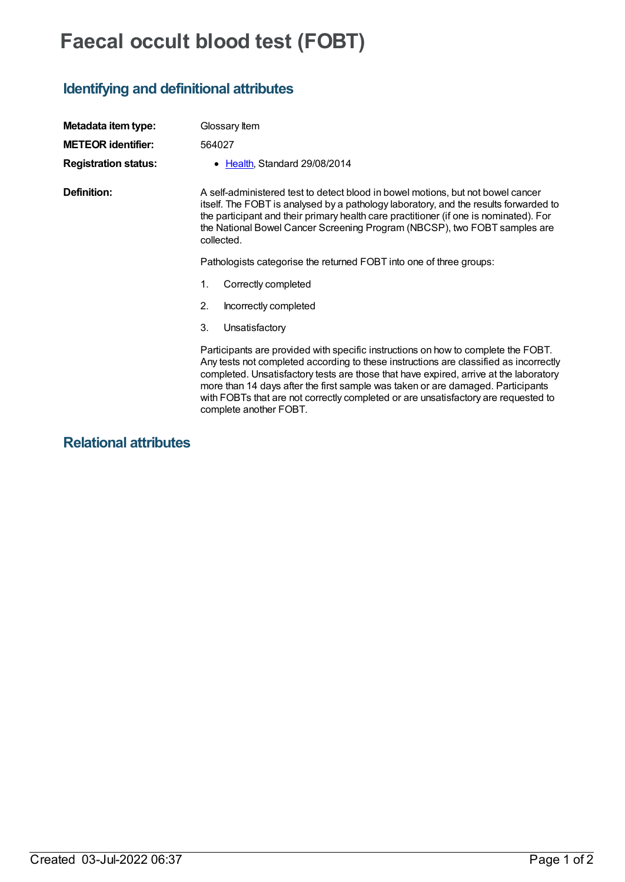# Faecal occult blood test (FOBT)

## Identifying and definitional attributes

**Metadata item type:** Glossary Item

**METEOR identifier:** 564027

**Registration status:**

- Health, Standard 29/08/2014

**Definition:** A self-administered test to detect blood in bowel motions, but not bowel cancer itself. The FOBT is analysed by a pathology laboratory, and the results forwarded to the participant and their primary health care practitioner (if one is nominated). For the National Bowel Cancer Screening Program (NBCSP), two FOBT samples are collected.

Pathologists categorise the returned FOBT into one of three groups:

1. Correctly completed
2. Incorrectly completed
3. Unsatisfactory

Participants are provided with specific instructions on how to complete the FOBT. Any tests not completed according to these instructions are classified as incorrectly completed. Unsatisfactory tests are those that have expired, arrive at the laboratory more than 14 days after the first sample was taken or are damaged. Participants with FOBTs that are not correctly completed or are unsatisfactory are requested to complete another FOBT.

## Relational attributes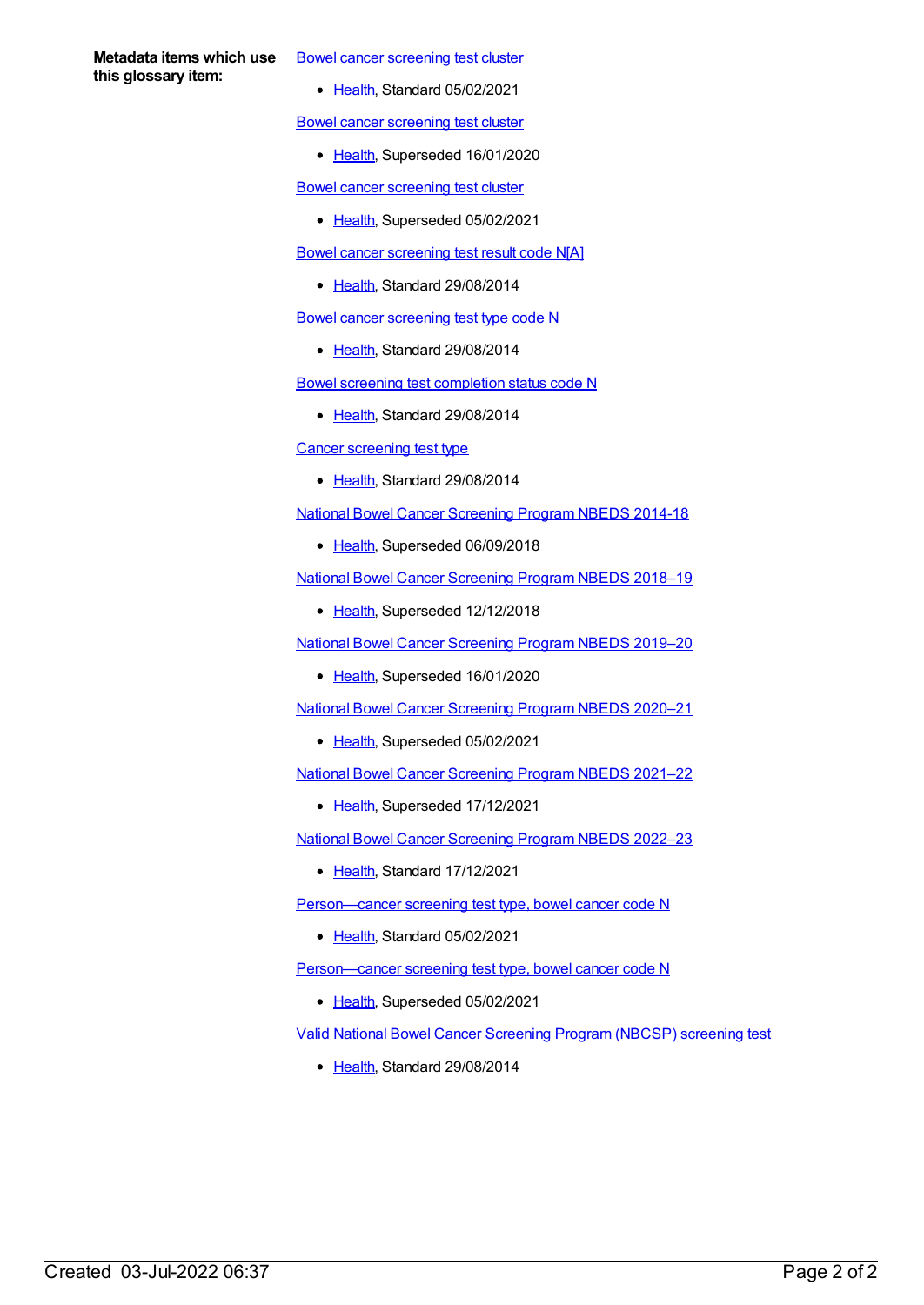**Metadata items which use this glossary item:**

Bowel cancer screening test cluster

- Health, Standard 05/02/2021

Bowel cancer screening test cluster

- Health, Superseded 16/01/2020

Bowel cancer screening test cluster

- Health, Superseded 05/02/2021

Bowel cancer screening test result code N[A]

- Health, Standard 29/08/2014

Bowel cancer screening test type code N

- Health, Standard 29/08/2014

Bowel screening test completion status code N

- Health, Standard 29/08/2014

Cancer screening test type

- Health, Standard 29/08/2014

National Bowel Cancer Screening Program NBEDS 2014-18

- Health, Superseded 06/09/2018

National Bowel Cancer Screening Program NBEDS 2018–19

- Health, Superseded 12/12/2018

National Bowel Cancer Screening Program NBEDS 2019–20

- Health, Superseded 16/01/2020

National Bowel Cancer Screening Program NBEDS 2020–21

- Health, Superseded 05/02/2021

National Bowel Cancer Screening Program NBEDS 2021–22

- Health, Superseded 17/12/2021

National Bowel Cancer Screening Program NBEDS 2022–23

- Health, Standard 17/12/2021

Person—cancer screening test type, bowel cancer code N

- Health, Standard 05/02/2021

Person—cancer screening test type, bowel cancer code N

- Health, Superseded 05/02/2021

Valid National Bowel Cancer Screening Program (NBCSP) screening test

- Health, Standard 29/08/2014